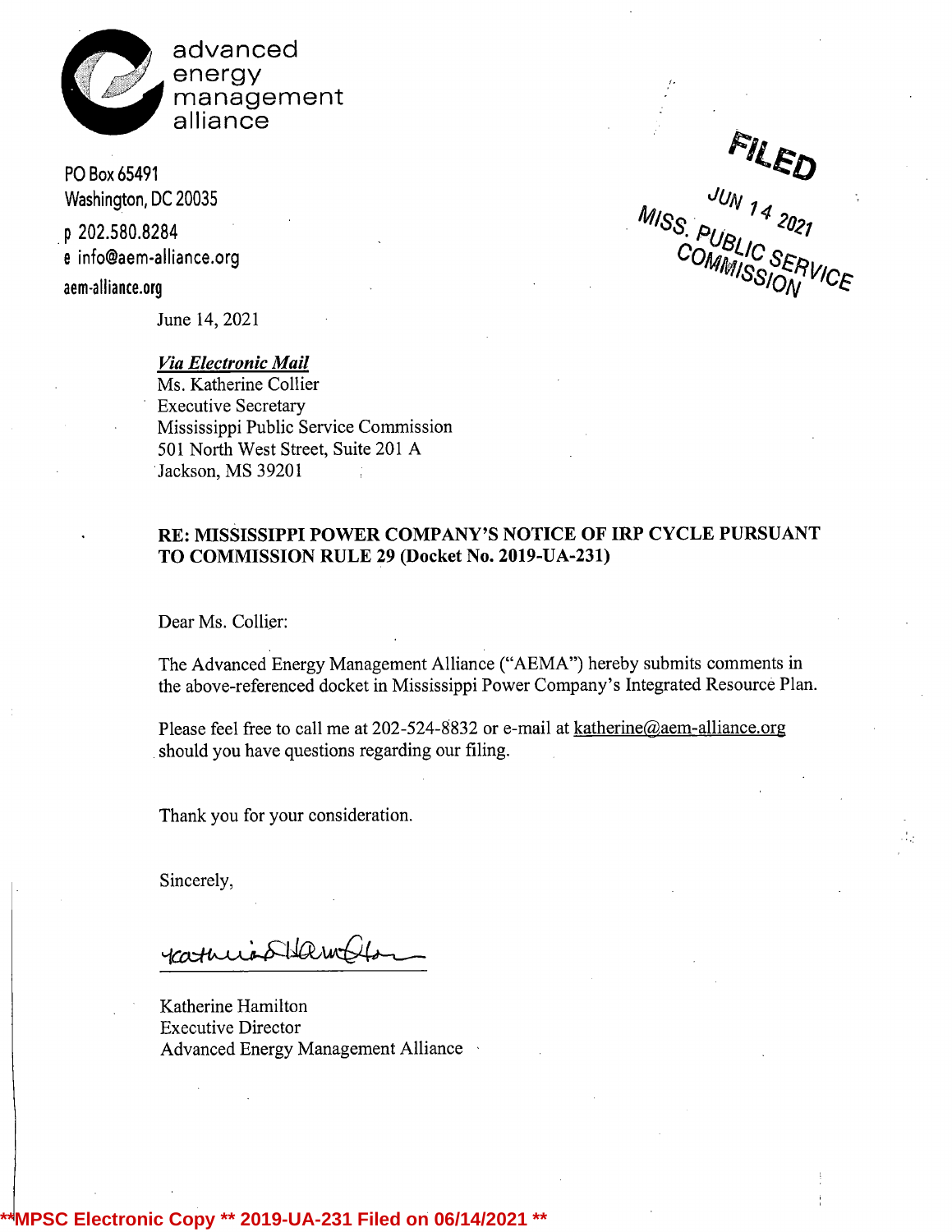advanced
energy
management
alliance

PO Box 65491
Washington, DC 20035

p 202.580.8284
e info@aem-alliance.org
aem-alliance.org

FILED
JUN 14 2021
MISS. PUBLIC SERVICE COMMISSION

June 14, 2021

***Via Electronic Mail***
Ms. Katherine Collier
Executive Secretary
Mississippi Public Service Commission
501 North West Street, Suite 201 A
Jackson, MS 39201

**RE: MISSISSIPPI POWER COMPANY'S NOTICE OF IRP CYCLE PURSUANT TO COMMISSION RULE 29 (Docket No. 2019-UA-231)**

Dear Ms. Collier:

The Advanced Energy Management Alliance ("AEMA") hereby submits comments in the above-referenced docket in Mississippi Power Company's Integrated Resource Plan.

Please feel free to call me at 202-524-8832 or e-mail at katherine@aem-alliance.org should you have questions regarding our filing.

Thank you for your consideration.

Sincerely,

Katherine Hamilton
Executive Director
Advanced Energy Management Alliance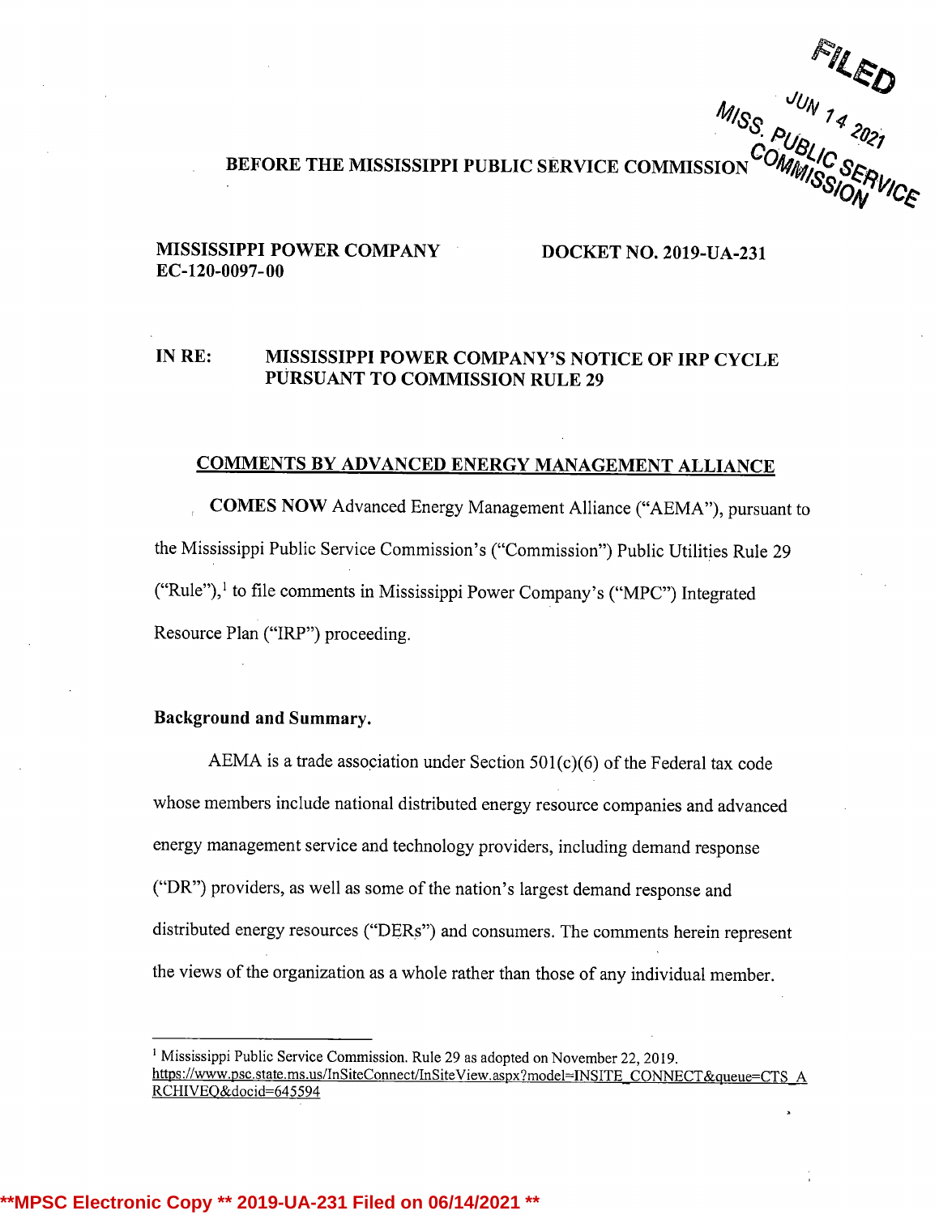BEFORE THE MISSISSIPPI PUBLIC SERVICE COMMISSION

**MISSISSIPPI POWER COMPANY**
**EC-120-0097-00**

**DOCKET NO. 2019-UA-231**

**IN RE: MISSISSIPPI POWER COMPANY'S NOTICE OF IRP CYCLE PURSUANT TO COMMISSION RULE 29**

## COMMENTS BY ADVANCED ENERGY MANAGEMENT ALLIANCE

**COMES NOW** Advanced Energy Management Alliance ("AEMA"), pursuant to the Mississippi Public Service Commission's ("Commission") Public Utilities Rule 29 ("Rule"),[1] to file comments in Mississippi Power Company's ("MPC") Integrated Resource Plan ("IRP") proceeding.

### Background and Summary.

AEMA is a trade association under Section 501(c)(6) of the Federal tax code whose members include national distributed energy resource companies and advanced energy management service and technology providers, including demand response ("DR") providers, as well as some of the nation's largest demand response and distributed energy resources ("DERs") and consumers. The comments herein represent the views of the organization as a whole rather than those of any individual member.

---

[1] Mississippi Public Service Commission. Rule 29 as adopted on November 22, 2019. https://www.psc.state.ms.us/InSiteConnect/InSiteView.aspx?model=INSITE_CONNECT&queue=CTS_ARCHIVEQ&docid=645594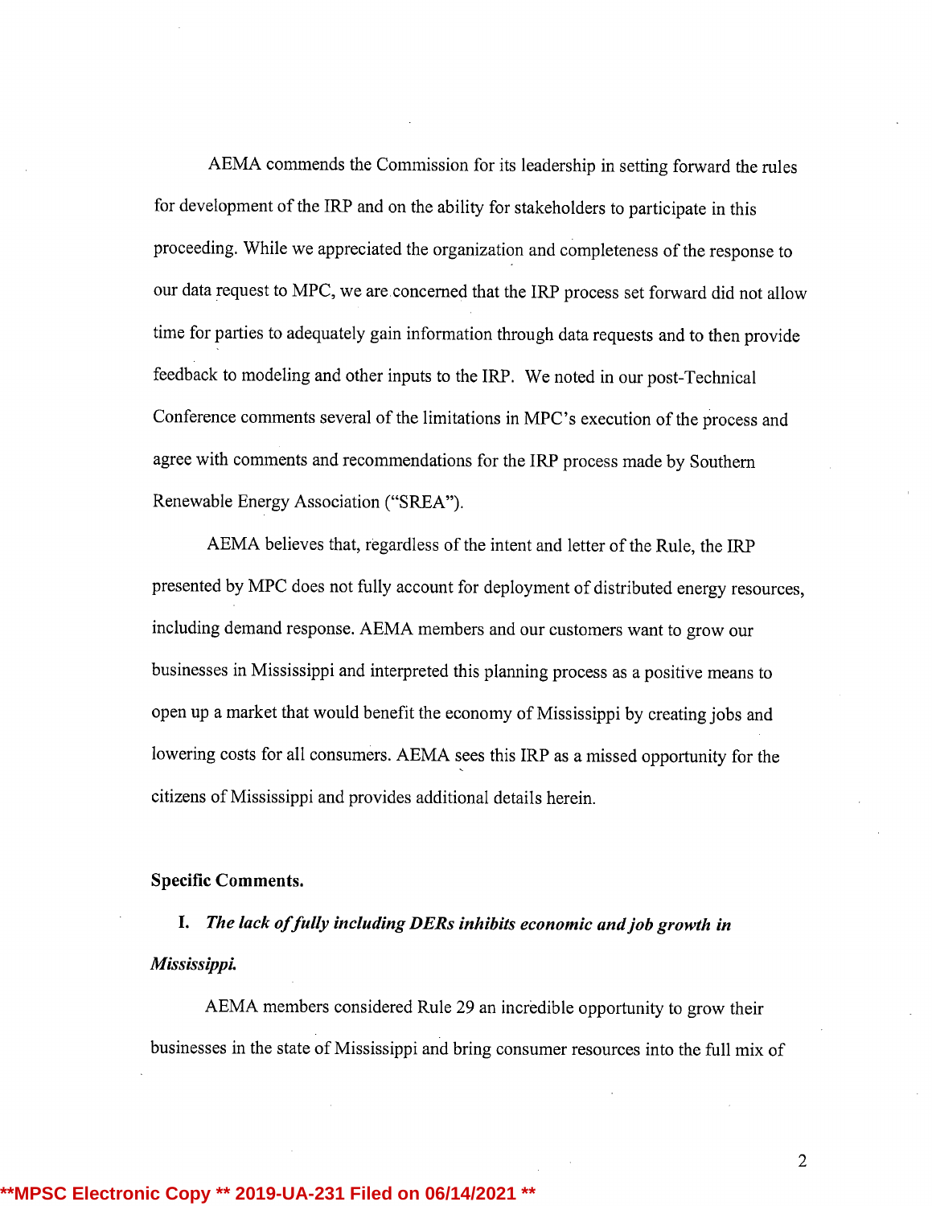AEMA commends the Commission for its leadership in setting forward the rules for development of the IRP and on the ability for stakeholders to participate in this proceeding. While we appreciated the organization and completeness of the response to our data request to MPC, we are concerned that the IRP process set forward did not allow time for parties to adequately gain information through data requests and to then provide feedback to modeling and other inputs to the IRP. We noted in our post-Technical Conference comments several of the limitations in MPC's execution of the process and agree with comments and recommendations for the IRP process made by Southern Renewable Energy Association ("SREA").

AEMA believes that, regardless of the intent and letter of the Rule, the IRP presented by MPC does not fully account for deployment of distributed energy resources, including demand response. AEMA members and our customers want to grow our businesses in Mississippi and interpreted this planning process as a positive means to open up a market that would benefit the economy of Mississippi by creating jobs and lowering costs for all consumers. AEMA sees this IRP as a missed opportunity for the citizens of Mississippi and provides additional details herein.

**Specific Comments.**

**I.** ***The lack of fully including DERs inhibits economic and job growth in Mississippi.***

AEMA members considered Rule 29 an incredible opportunity to grow their businesses in the state of Mississippi and bring consumer resources into the full mix of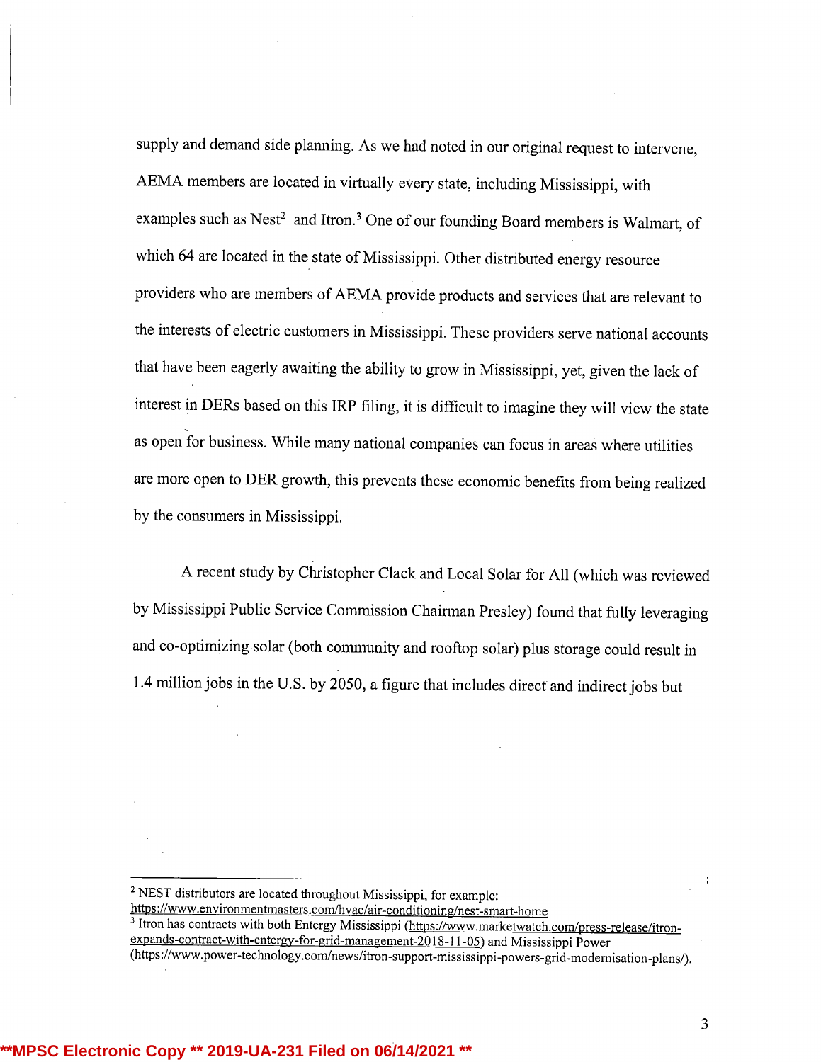supply and demand side planning. As we had noted in our original request to intervene, AEMA members are located in virtually every state, including Mississippi, with examples such as Nest[2] and Itron.[3] One of our founding Board members is Walmart, of which 64 are located in the state of Mississippi. Other distributed energy resource providers who are members of AEMA provide products and services that are relevant to the interests of electric customers in Mississippi. These providers serve national accounts that have been eagerly awaiting the ability to grow in Mississippi, yet, given the lack of interest in DERs based on this IRP filing, it is difficult to imagine they will view the state as open for business. While many national companies can focus in areas where utilities are more open to DER growth, this prevents these economic benefits from being realized by the consumers in Mississippi.

A recent study by Christopher Clack and Local Solar for All (which was reviewed by Mississippi Public Service Commission Chairman Presley) found that fully leveraging and co-optimizing solar (both community and rooftop solar) plus storage could result in 1.4 million jobs in the U.S. by 2050, a figure that includes direct and indirect jobs but

---

[2] NEST distributors are located throughout Mississippi, for example: https://www.environmentmasters.com/hvac/air-conditioning/nest-smart-home

[3] Itron has contracts with both Entergy Mississippi (https://www.marketwatch.com/press-release/itron-expands-contract-with-entergy-for-grid-management-2018-11-05) and Mississippi Power (https://www.power-technology.com/news/itron-support-mississippi-powers-grid-modernisation-plans/).

**MPSC Electronic Copy ** 2019-UA-231 Filed on 06/14/2021 **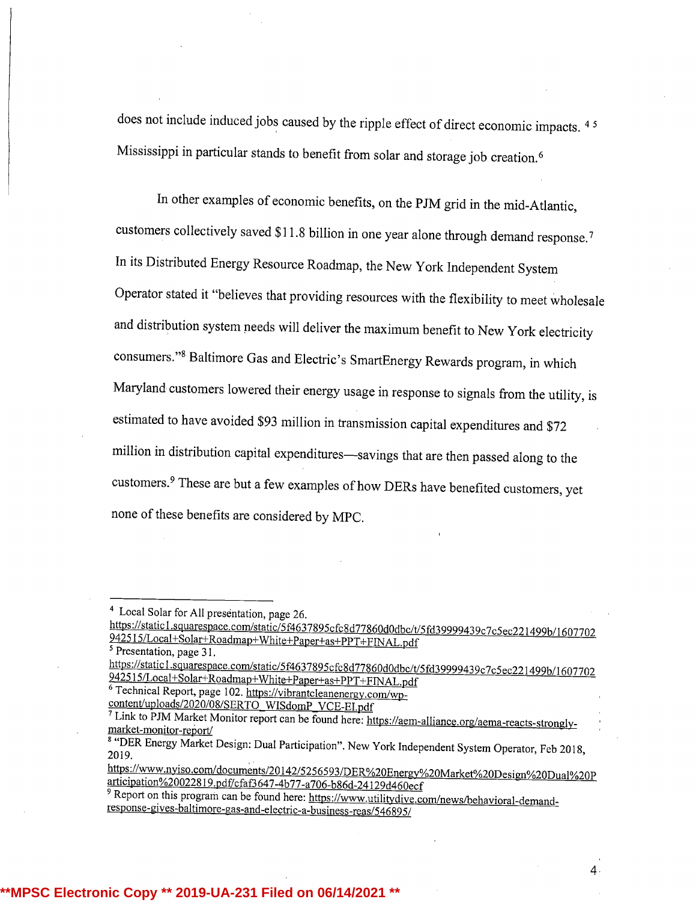does not include induced jobs caused by the ripple effect of direct economic impacts. [4] [5] Mississippi in particular stands to benefit from solar and storage job creation.[6]

In other examples of economic benefits, on the PJM grid in the mid-Atlantic, customers collectively saved $11.8 billion in one year alone through demand response.[7] In its Distributed Energy Resource Roadmap, the New York Independent System Operator stated it "believes that providing resources with the flexibility to meet wholesale and distribution system needs will deliver the maximum benefit to New York electricity consumers."[8] Baltimore Gas and Electric's SmartEnergy Rewards program, in which Maryland customers lowered their energy usage in response to signals from the utility, is estimated to have avoided $93 million in transmission capital expenditures and $72 million in distribution capital expenditures—savings that are then passed along to the customers.[9] These are but a few examples of how DERs have benefited customers, yet none of these benefits are considered by MPC.

---

[4] Local Solar for All presentation, page 26. https://static1.squarespace.com/static/5f4637895cfc8d77860d0dbc/t/5fd39999439c7c5ec221499b/1607702942515/Local+Solar+Roadmap+White+Paper+as+PPT+FINAL.pdf

[5] Presentation, page 31. https://static1.squarespace.com/static/5f4637895cfc8d77860d0dbc/t/5fd39999439c7c5ec221499b/1607702942515/Local+Solar+Roadmap+White+Paper+as+PPT+FINAL.pdf

[6] Technical Report, page 102. https://vibrantcleanenergy.com/wp-content/uploads/2020/08/SERTO_WISdomP_VCE-EI.pdf

[7] Link to PJM Market Monitor report can be found here: https://aem-alliance.org/aema-reacts-strongly-market-monitor-report/

[8] "DER Energy Market Design: Dual Participation". New York Independent System Operator, Feb 2018, 2019. https://www.nyiso.com/documents/20142/5256593/DER%20Energy%20Market%20Design%20Dual%20Participation%20022819.pdf/cfaf3647-4b77-a706-b86d-24129d460ecf

[9] Report on this program can be found here: https://www.utilitydive.com/news/behavioral-demand-response-gives-baltimore-gas-and-electric-a-business-reas/546895/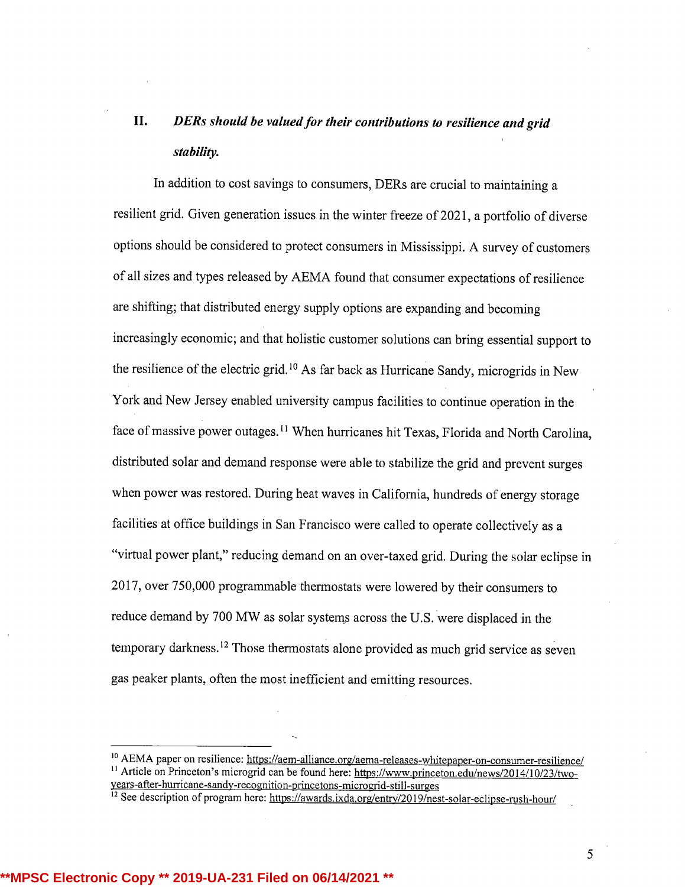## II. *DERs should be valued for their contributions to resilience and grid stability.*

In addition to cost savings to consumers, DERs are crucial to maintaining a resilient grid. Given generation issues in the winter freeze of 2021, a portfolio of diverse options should be considered to protect consumers in Mississippi. A survey of customers of all sizes and types released by AEMA found that consumer expectations of resilience are shifting; that distributed energy supply options are expanding and becoming increasingly economic; and that holistic customer solutions can bring essential support to the resilience of the electric grid.[10] As far back as Hurricane Sandy, microgrids in New York and New Jersey enabled university campus facilities to continue operation in the face of massive power outages.[11] When hurricanes hit Texas, Florida and North Carolina, distributed solar and demand response were able to stabilize the grid and prevent surges when power was restored. During heat waves in California, hundreds of energy storage facilities at office buildings in San Francisco were called to operate collectively as a "virtual power plant," reducing demand on an over-taxed grid. During the solar eclipse in 2017, over 750,000 programmable thermostats were lowered by their consumers to reduce demand by 700 MW as solar systems across the U.S. were displaced in the temporary darkness.[12] Those thermostats alone provided as much grid service as seven gas peaker plants, often the most inefficient and emitting resources.

---

[10] AEMA paper on resilience: https://aem-alliance.org/aema-releases-whitepaper-on-consumer-resilience/

[11] Article on Princeton's microgrid can be found here: https://www.princeton.edu/news/2014/10/23/two-years-after-hurricane-sandy-recognition-princetons-microgrid-still-surges

[12] See description of program here: https://awards.ixda.org/entry/2019/nest-solar-eclipse-rush-hour/

**MPSC Electronic Copy ** 2019-UA-231 Filed on 06/14/2021 **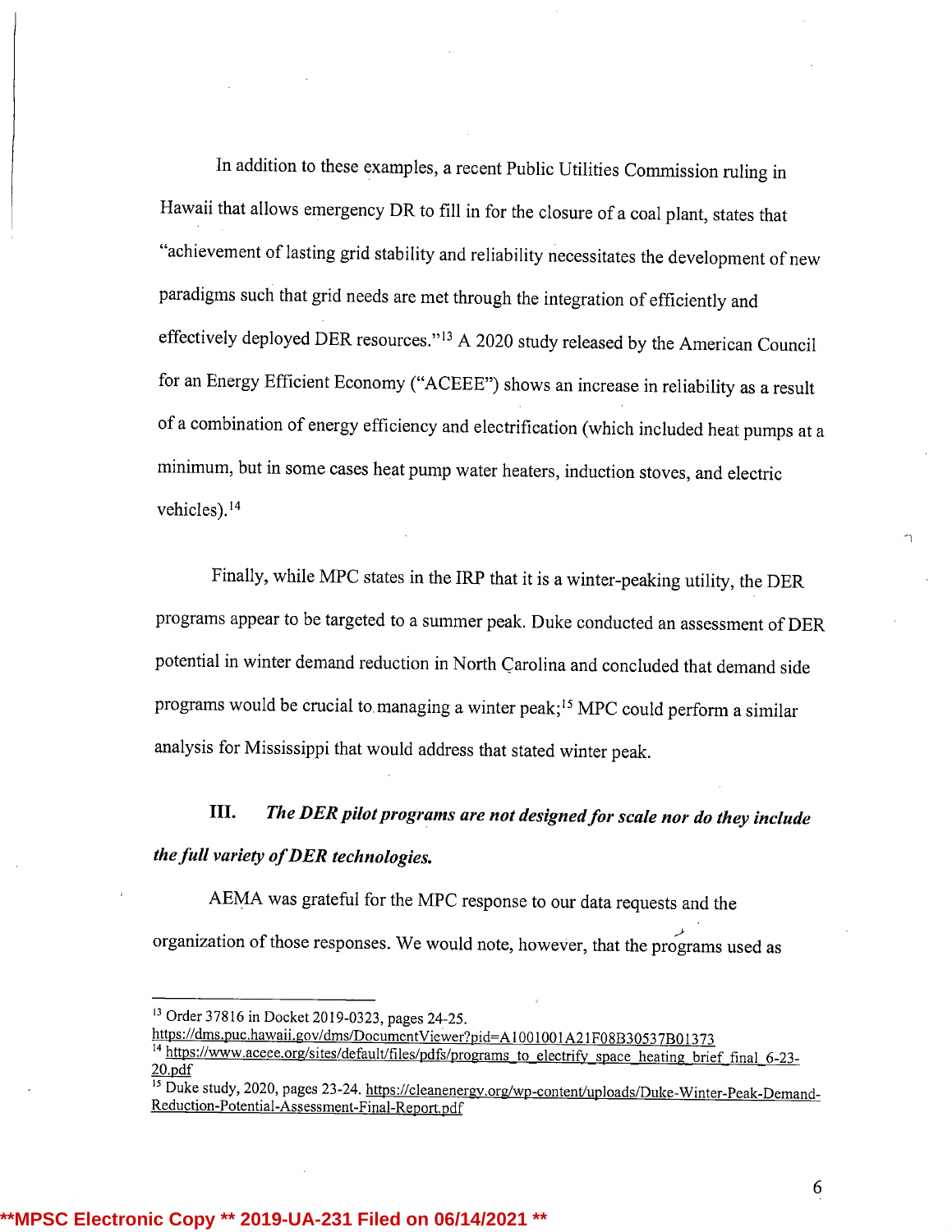In addition to these examples, a recent Public Utilities Commission ruling in Hawaii that allows emergency DR to fill in for the closure of a coal plant, states that "achievement of lasting grid stability and reliability necessitates the development of new paradigms such that grid needs are met through the integration of efficiently and effectively deployed DER resources."[13] A 2020 study released by the American Council for an Energy Efficient Economy ("ACEEE") shows an increase in reliability as a result of a combination of energy efficiency and electrification (which included heat pumps at a minimum, but in some cases heat pump water heaters, induction stoves, and electric vehicles).[14]

Finally, while MPC states in the IRP that it is a winter-peaking utility, the DER programs appear to be targeted to a summer peak. Duke conducted an assessment of DER potential in winter demand reduction in North Carolina and concluded that demand side programs would be crucial to managing a winter peak;[15] MPC could perform a similar analysis for Mississippi that would address that stated winter peak.

### III. *The DER pilot programs are not designed for scale nor do they include the full variety of DER technologies.*

AEMA was grateful for the MPC response to our data requests and the organization of those responses. We would note, however, that the programs used as

---

[13] Order 37816 in Docket 2019-0323, pages 24-25. https://dms.puc.hawaii.gov/dms/DocumentViewer?pid=A1001001A21F08B30537B01373

[14] https://www.aceee.org/sites/default/files/pdfs/programs_to_electrify_space_heating_brief_final_6-23-20.pdf

[15] Duke study, 2020, pages 23-24. https://cleanenergy.org/wp-content/uploads/Duke-Winter-Peak-Demand-Reduction-Potential-Assessment-Final-Report.pdf

**MPSC Electronic Copy ** 2019-UA-231 Filed on 06/14/2021 **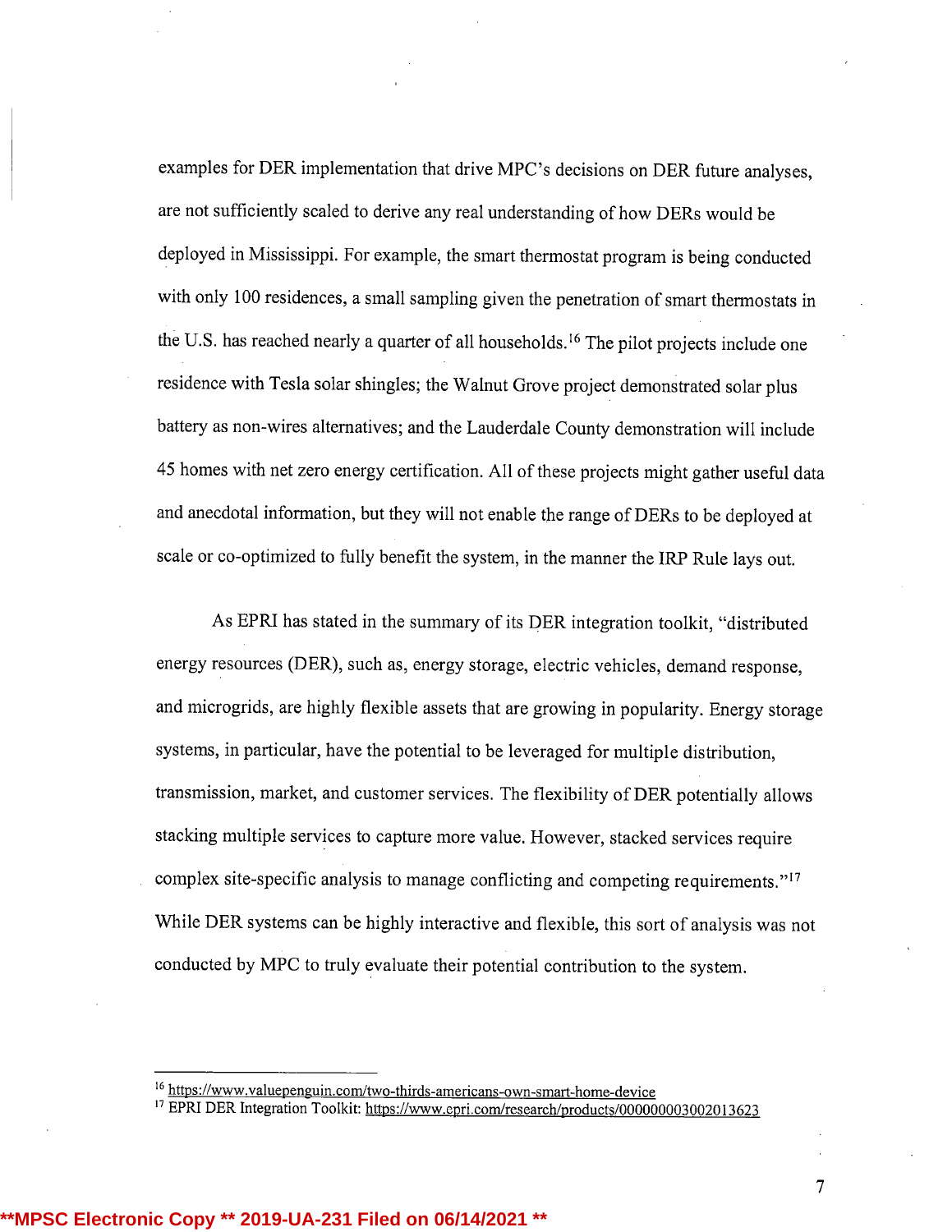examples for DER implementation that drive MPC's decisions on DER future analyses, are not sufficiently scaled to derive any real understanding of how DERs would be deployed in Mississippi. For example, the smart thermostat program is being conducted with only 100 residences, a small sampling given the penetration of smart thermostats in the U.S. has reached nearly a quarter of all households.[16] The pilot projects include one residence with Tesla solar shingles; the Walnut Grove project demonstrated solar plus battery as non-wires alternatives; and the Lauderdale County demonstration will include 45 homes with net zero energy certification. All of these projects might gather useful data and anecdotal information, but they will not enable the range of DERs to be deployed at scale or co-optimized to fully benefit the system, in the manner the IRP Rule lays out.

As EPRI has stated in the summary of its DER integration toolkit, "distributed energy resources (DER), such as, energy storage, electric vehicles, demand response, and microgrids, are highly flexible assets that are growing in popularity. Energy storage systems, in particular, have the potential to be leveraged for multiple distribution, transmission, market, and customer services. The flexibility of DER potentially allows stacking multiple services to capture more value. However, stacked services require complex site-specific analysis to manage conflicting and competing requirements."[17] While DER systems can be highly interactive and flexible, this sort of analysis was not conducted by MPC to truly evaluate their potential contribution to the system.

---

[16] https://www.valuepenguin.com/two-thirds-americans-own-smart-home-device

[17] EPRI DER Integration Toolkit: https://www.epri.com/research/products/000000003002013623

**MPSC Electronic Copy ** 2019-UA-231 Filed on 06/14/2021 **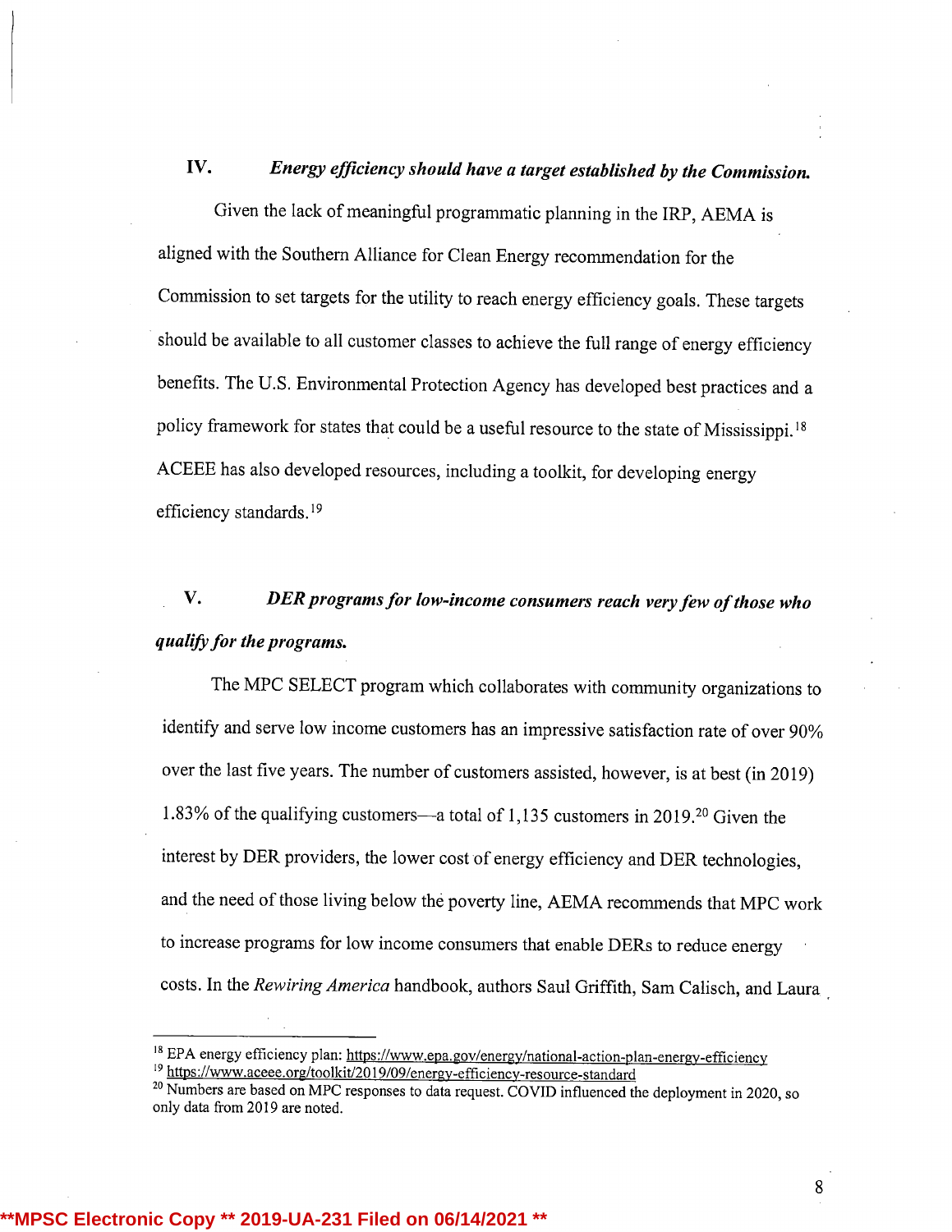## IV. *Energy efficiency should have a target established by the Commission.*

Given the lack of meaningful programmatic planning in the IRP, AEMA is aligned with the Southern Alliance for Clean Energy recommendation for the Commission to set targets for the utility to reach energy efficiency goals. These targets should be available to all customer classes to achieve the full range of energy efficiency benefits. The U.S. Environmental Protection Agency has developed best practices and a policy framework for states that could be a useful resource to the state of Mississippi.[18] ACEEE has also developed resources, including a toolkit, for developing energy efficiency standards.[19]

## V. *DER programs for low-income consumers reach very few of those who qualify for the programs.*

The MPC SELECT program which collaborates with community organizations to identify and serve low income customers has an impressive satisfaction rate of over 90% over the last five years. The number of customers assisted, however, is at best (in 2019) 1.83% of the qualifying customers—a total of 1,135 customers in 2019.[20] Given the interest by DER providers, the lower cost of energy efficiency and DER technologies, and the need of those living below the poverty line, AEMA recommends that MPC work to increase programs for low income consumers that enable DERs to reduce energy costs. In the *Rewiring America* handbook, authors Saul Griffith, Sam Calisch, and Laura

---

[18] EPA energy efficiency plan: https://www.epa.gov/energy/national-action-plan-energy-efficiency

[19] https://www.aceee.org/toolkit/2019/09/energy-efficiency-resource-standard

[20] Numbers are based on MPC responses to data request. COVID influenced the deployment in 2020, so only data from 2019 are noted.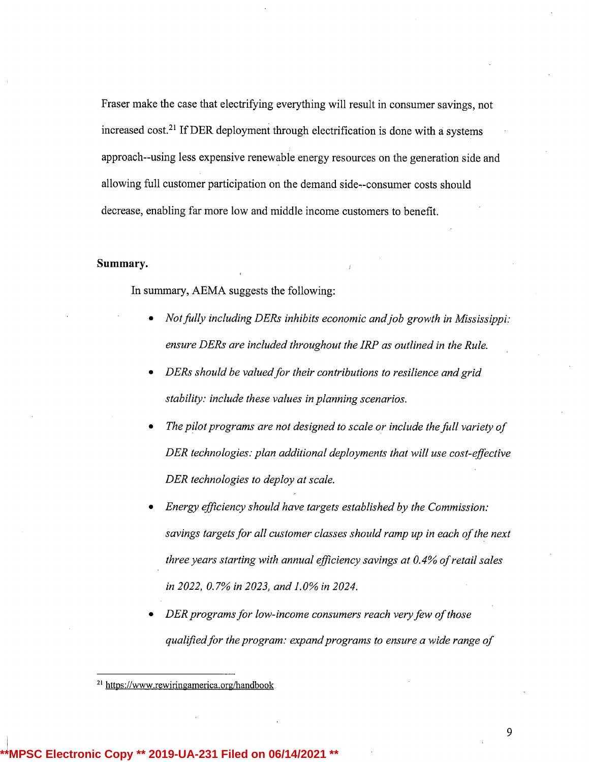Fraser make the case that electrifying everything will result in consumer savings, not increased cost.[21] If DER deployment through electrification is done with a systems approach--using less expensive renewable energy resources on the generation side and allowing full customer participation on the demand side--consumer costs should decrease, enabling far more low and middle income customers to benefit.

**Summary.**

In summary, AEMA suggests the following:

- *Not fully including DERs inhibits economic and job growth in Mississippi: ensure DERs are included throughout the IRP as outlined in the Rule.*
- *DERs should be valued for their contributions to resilience and grid stability: include these values in planning scenarios.*
- *The pilot programs are not designed to scale or include the full variety of DER technologies: plan additional deployments that will use cost-effective DER technologies to deploy at scale.*
- *Energy efficiency should have targets established by the Commission: savings targets for all customer classes should ramp up in each of the next three years starting with annual efficiency savings at 0.4% of retail sales in 2022, 0.7% in 2023, and 1.0% in 2024.*
- *DER programs for low-income consumers reach very few of those qualified for the program: expand programs to ensure a wide range of*

[21] https://www.rewiringamerica.org/handbook

**MPSC Electronic Copy ** 2019-UA-231 Filed on 06/14/2021 **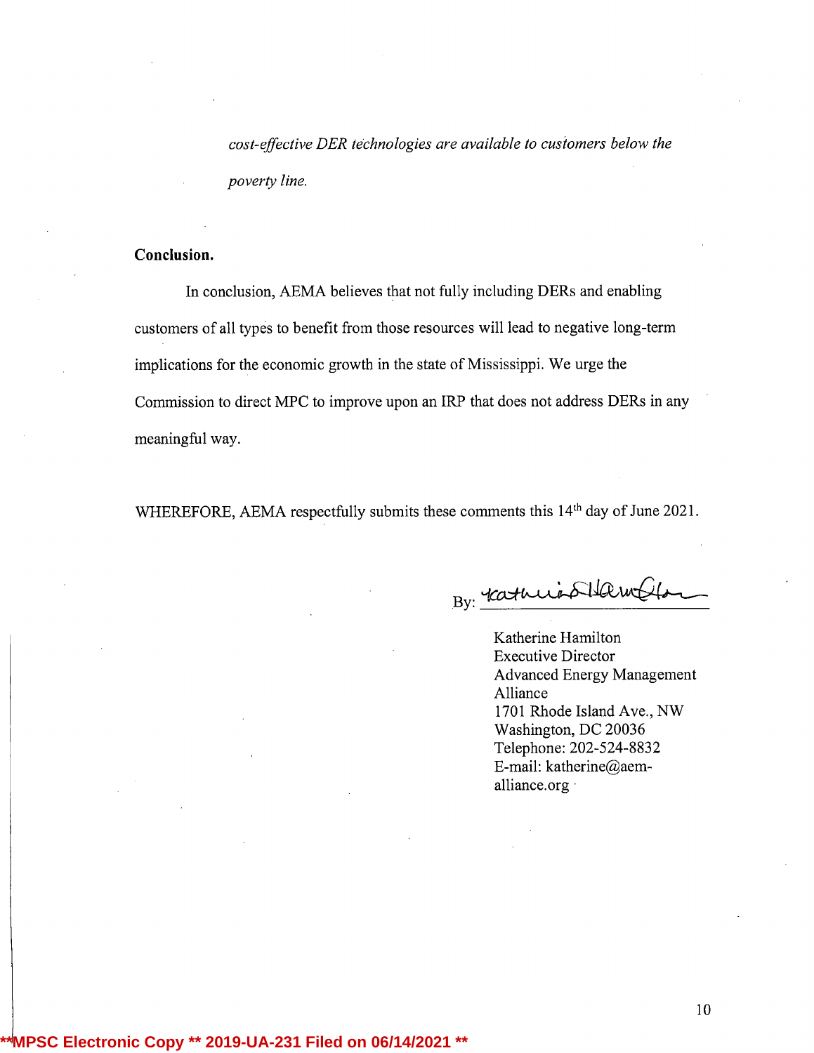*cost-effective DER technologies are available to customers below the poverty line.*

**Conclusion.**

In conclusion, AEMA believes that not fully including DERs and enabling customers of all types to benefit from those resources will lead to negative long-term implications for the economic growth in the state of Mississippi. We urge the Commission to direct MPC to improve upon an IRP that does not address DERs in any meaningful way.

WHEREFORE, AEMA respectfully submits these comments this 14th day of June 2021.

By: ____________________

Katherine Hamilton
Executive Director
Advanced Energy Management Alliance
1701 Rhode Island Ave., NW
Washington, DC 20036
Telephone: 202-524-8832
E-mail: katherine@aem-alliance.org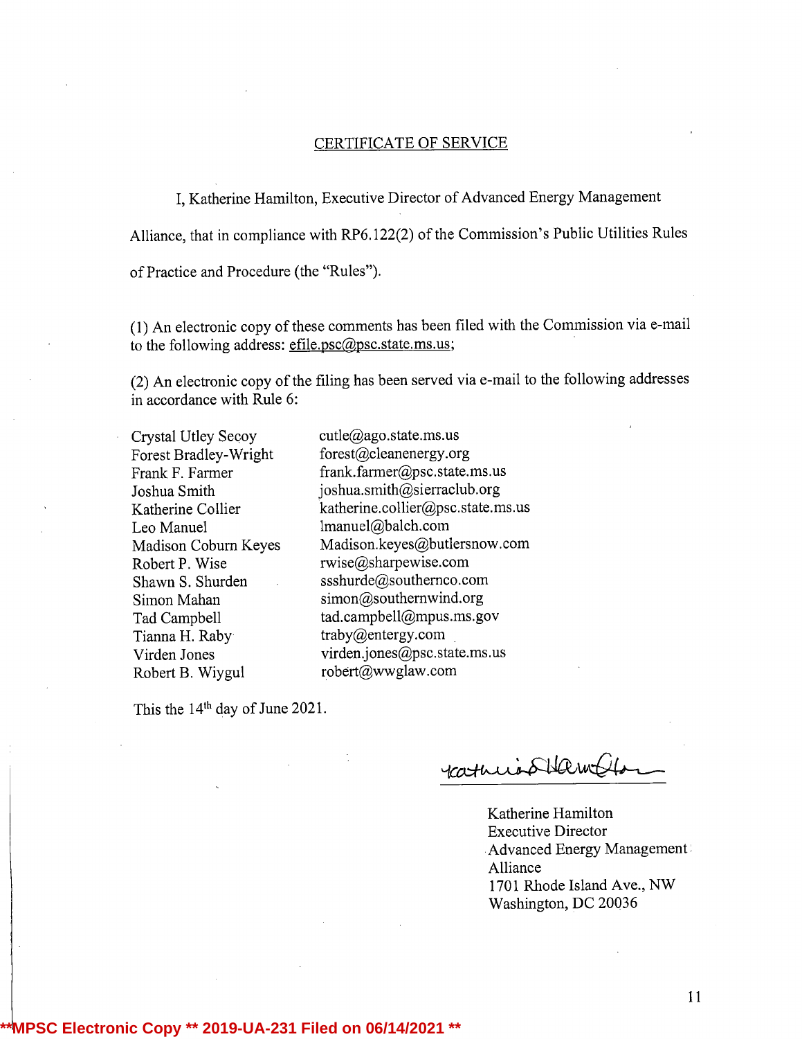# CERTIFICATE OF SERVICE

I, Katherine Hamilton, Executive Director of Advanced Energy Management Alliance, that in compliance with RP6.122(2) of the Commission's Public Utilities Rules of Practice and Procedure (the "Rules").

(1) An electronic copy of these comments has been filed with the Commission via e-mail to the following address: efile.psc@psc.state.ms.us;

(2) An electronic copy of the filing has been served via e-mail to the following addresses in accordance with Rule 6:

| | |
|---|---|
| Crystal Utley Secoy | cutle@ago.state.ms.us |
| Forest Bradley-Wright | forest@cleanenergy.org |
| Frank F. Farmer | frank.farmer@psc.state.ms.us |
| Joshua Smith | joshua.smith@sierraclub.org |
| Katherine Collier | katherine.collier@psc.state.ms.us |
| Leo Manuel | lmanuel@balch.com |
| Madison Coburn Keyes | Madison.keyes@butlersnow.com |
| Robert P. Wise | rwise@sharpewise.com |
| Shawn S. Shurden | ssshurde@southernco.com |
| Simon Mahan | simon@southernwind.org |
| Tad Campbell | tad.campbell@mpus.ms.gov |
| Tianna H. Raby | traby@entergy.com |
| Virden Jones | virden.jones@psc.state.ms.us |
| Robert B. Wiygul | robert@wwglaw.com |

This the 14th day of June 2021.

Katherine Hamilton
Executive Director
Advanced Energy Management Alliance
1701 Rhode Island Ave., NW
Washington, DC 20036

**MPSC Electronic Copy ** 2019-UA-231 Filed on 06/14/2021 **